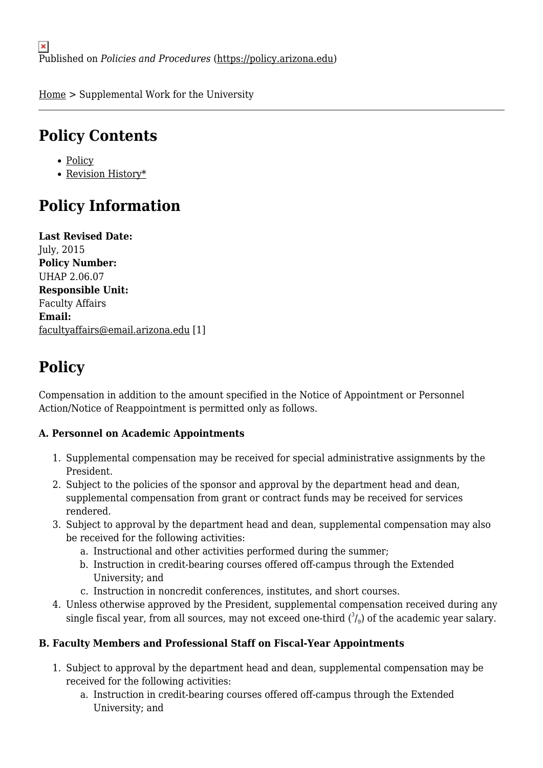Published on *Policies and Procedures* (https://policy.arizona.edu)

Home > Supplemental Work for the University

## Policy Contents

- Policy
- Revision History*

## Policy Information

**Last Revised Date:**
July, 2015
**Policy Number:**
UHAP 2.06.07
**Responsible Unit:**
Faculty Affairs
**Email:**
facultyaffairs@email.arizona.edu [1]

## Policy

Compensation in addition to the amount specified in the Notice of Appointment or Personnel Action/Notice of Reappointment is permitted only as follows.

**A. Personnel on Academic Appointments**

1. Supplemental compensation may be received for special administrative assignments by the President.
2. Subject to the policies of the sponsor and approval by the department head and dean, supplemental compensation from grant or contract funds may be received for services rendered.
3. Subject to approval by the department head and dean, supplemental compensation may also be received for the following activities:
   a. Instructional and other activities performed during the summer;
   b. Instruction in credit-bearing courses offered off-campus through the Extended University; and
   c. Instruction in noncredit conferences, institutes, and short courses.
4. Unless otherwise approved by the President, supplemental compensation received during any single fiscal year, from all sources, may not exceed one-third ($^3/_9$) of the academic year salary.

**B. Faculty Members and Professional Staff on Fiscal-Year Appointments**

1. Subject to approval by the department head and dean, supplemental compensation may be received for the following activities:
   a. Instruction in credit-bearing courses offered off-campus through the Extended University; and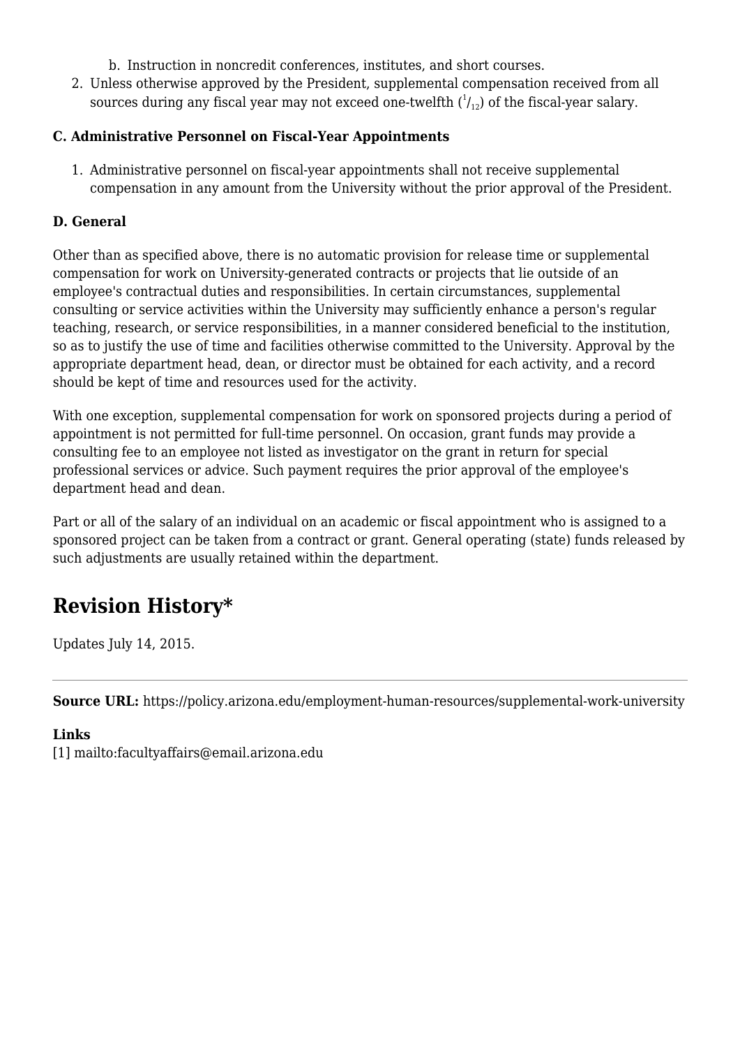b. Instruction in noncredit conferences, institutes, and short courses.

2. Unless otherwise approved by the President, supplemental compensation received from all sources during any fiscal year may not exceed one-twelfth ($^1/_{12}$) of the fiscal-year salary.

**C. Administrative Personnel on Fiscal-Year Appointments**

1. Administrative personnel on fiscal-year appointments shall not receive supplemental compensation in any amount from the University without the prior approval of the President.

**D. General**

Other than as specified above, there is no automatic provision for release time or supplemental compensation for work on University-generated contracts or projects that lie outside of an employee's contractual duties and responsibilities. In certain circumstances, supplemental consulting or service activities within the University may sufficiently enhance a person's regular teaching, research, or service responsibilities, in a manner considered beneficial to the institution, so as to justify the use of time and facilities otherwise committed to the University. Approval by the appropriate department head, dean, or director must be obtained for each activity, and a record should be kept of time and resources used for the activity.

With one exception, supplemental compensation for work on sponsored projects during a period of appointment is not permitted for full-time personnel. On occasion, grant funds may provide a consulting fee to an employee not listed as investigator on the grant in return for special professional services or advice. Such payment requires the prior approval of the employee's department head and dean.

Part or all of the salary of an individual on an academic or fiscal appointment who is assigned to a sponsored project can be taken from a contract or grant. General operating (state) funds released by such adjustments are usually retained within the department.

# Revision History*

Updates July 14, 2015.

---

**Source URL:** https://policy.arizona.edu/employment-human-resources/supplemental-work-university

**Links**
[1] mailto:facultyaffairs@email.arizona.edu